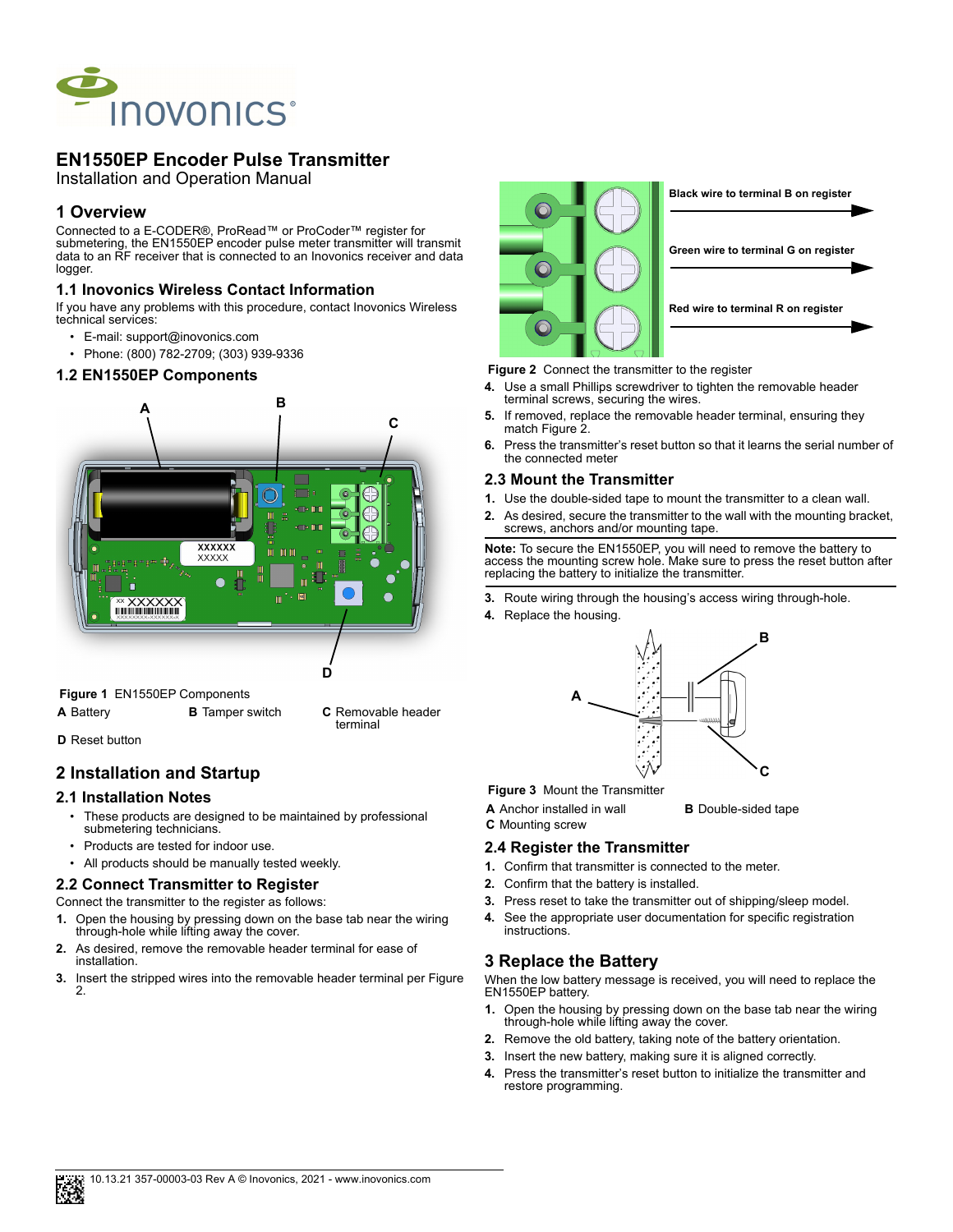# EN1550EP Encoder Pulse Transmitter

Installation and Operation Manual

## 1 Overview

Connected to a E-CODER®, ProRead™ or ProCoder™ register for submetering, the EN1550EP encoder pulse meter transmitter will transmit data to an RF receiver that is connected to an Inovonics receiver and data logger.

### 1.1 Inovonics Wireless Contact Information

If you have any problems with this procedure, contact Inovonics Wireless technical services:

- E-mail: support@inovonics.com
- Phone: (800) 782-2709; (303) 939-9336

### 1.2 EN1550EP Components

**Figure 1** EN1550EP Components

**A** Battery **B** Tamper switch **C** Removable header terminal

**D** Reset button

## 2 Installation and Startup

### 2.1 Installation Notes

- These products are designed to be maintained by professional submetering technicians.
- Products are tested for indoor use.
- All products should be manually tested weekly.

### 2.2 Connect Transmitter to Register

Connect the transmitter to the register as follows:

1. Open the housing by pressing down on the base tab near the wiring through-hole while lifting away the cover.
2. As desired, remove the removable header terminal for ease of installation.
3. Insert the stripped wires into the removable header terminal per Figure 2.

Black wire to terminal B on register

Green wire to terminal G on register

Red wire to terminal R on register

**Figure 2** Connect the transmitter to the register

4. Use a small Phillips screwdriver to tighten the removable header terminal screws, securing the wires.
5. If removed, replace the removable header terminal, ensuring they match Figure 2.
6. Press the transmitter's reset button so that it learns the serial number of the connected meter

### 2.3 Mount the Transmitter

1. Use the double-sided tape to mount the transmitter to a clean wall.
2. As desired, secure the transmitter to the wall with the mounting bracket, screws, anchors and/or mounting tape.

**Note:** To secure the EN1550EP, you will need to remove the battery to access the mounting screw hole. Make sure to press the reset button after replacing the battery to initialize the transmitter.

3. Route wiring through the housing's access wiring through-hole.
4. Replace the housing.

**Figure 3** Mount the Transmitter

**A** Anchor installed in wall **B** Double-sided tape

**C** Mounting screw

### 2.4 Register the Transmitter

1. Confirm that transmitter is connected to the meter.
2. Confirm that the battery is installed.
3. Press reset to take the transmitter out of shipping/sleep model.
4. See the appropriate user documentation for specific registration instructions.

## 3 Replace the Battery

When the low battery message is received, you will need to replace the EN1550EP battery.

1. Open the housing by pressing down on the base tab near the wiring through-hole while lifting away the cover.
2. Remove the old battery, taking note of the battery orientation.
3. Insert the new battery, making sure it is aligned correctly.
4. Press the transmitter's reset button to initialize the transmitter and restore programming.

10.13.21 357-00003-03 Rev A © Inovonics, 2021 - www.inovonics.com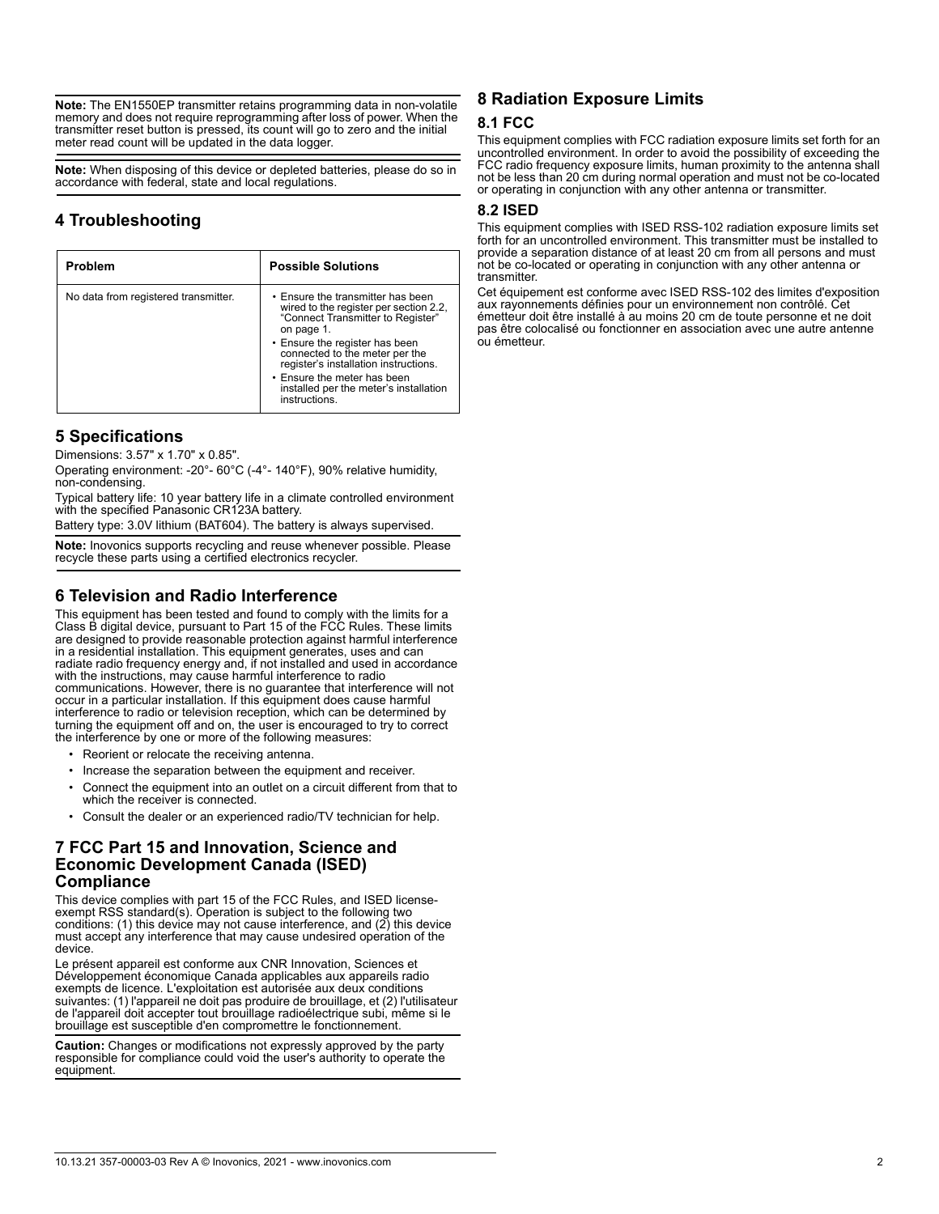**Note:** The EN1550EP transmitter retains programming data in non-volatile memory and does not require reprogramming after loss of power. When the transmitter reset button is pressed, its count will go to zero and the initial meter read count will be updated in the data logger.

**Note:** When disposing of this device or depleted batteries, please do so in accordance with federal, state and local regulations.

## 4 Troubleshooting

| Problem | Possible Solutions |
|---|---|
| No data from registered transmitter. | • Ensure the transmitter has been wired to the register per section 2.2, "Connect Transmitter to Register" on page 1.<br>• Ensure the register has been connected to the meter per the register's installation instructions.<br>• Ensure the meter has been installed per the meter's installation instructions. |

## 5 Specifications

Dimensions: 3.57" x 1.70" x 0.85".

Operating environment: -20°- 60°C (-4°- 140°F), 90% relative humidity, non-condensing.

Typical battery life: 10 year battery life in a climate controlled environment with the specified Panasonic CR123A battery.

Battery type: 3.0V lithium (BAT604). The battery is always supervised.

**Note:** Inovonics supports recycling and reuse whenever possible. Please recycle these parts using a certified electronics recycler.

## 6 Television and Radio Interference

This equipment has been tested and found to comply with the limits for a Class B digital device, pursuant to Part 15 of the FCC Rules. These limits are designed to provide reasonable protection against harmful interference in a residential installation. This equipment generates, uses and can radiate radio frequency energy and, if not installed and used in accordance with the instructions, may cause harmful interference to radio communications. However, there is no guarantee that interference will not occur in a particular installation. If this equipment does cause harmful interference to radio or television reception, which can be determined by turning the equipment off and on, the user is encouraged to try to correct the interference by one or more of the following measures:

- Reorient or relocate the receiving antenna.
- Increase the separation between the equipment and receiver.
- Connect the equipment into an outlet on a circuit different from that to which the receiver is connected.
- Consult the dealer or an experienced radio/TV technician for help.

## 7 FCC Part 15 and Innovation, Science and Economic Development Canada (ISED) Compliance

This device complies with part 15 of the FCC Rules, and ISED license-exempt RSS standard(s). Operation is subject to the following two conditions: (1) this device may not cause interference, and (2) this device must accept any interference that may cause undesired operation of the device.

Le présent appareil est conforme aux CNR Innovation, Sciences et Développement économique Canada applicables aux appareils radio exempts de licence. L'exploitation est autorisée aux deux conditions suivantes: (1) l'appareil ne doit pas produire de brouillage, et (2) l'utilisateur de l'appareil doit accepter tout brouillage radioélectrique subi, même si le brouillage est susceptible d'en compromettre le fonctionnement.

**Caution:** Changes or modifications not expressly approved by the party responsible for compliance could void the user's authority to operate the equipment.

## 8 Radiation Exposure Limits

### 8.1 FCC

This equipment complies with FCC radiation exposure limits set forth for an uncontrolled environment. In order to avoid the possibility of exceeding the FCC radio frequency exposure limits, human proximity to the antenna shall not be less than 20 cm during normal operation and must not be co-located or operating in conjunction with any other antenna or transmitter.

### 8.2 ISED

This equipment complies with ISED RSS-102 radiation exposure limits set forth for an uncontrolled environment. This transmitter must be installed to provide a separation distance of at least 20 cm from all persons and must not be co-located or operating in conjunction with any other antenna or transmitter.

Cet équipement est conforme avec ISED RSS-102 des limites d'exposition aux rayonnements définies pour un environnement non contrôlé. Cet émetteur doit être installé à au moins 20 cm de toute personne et ne doit pas être colocalisé ou fonctionner en association avec une autre antenne ou émetteur.

10.13.21 357-00003-03 Rev A © Inovonics, 2021 - www.inovonics.com